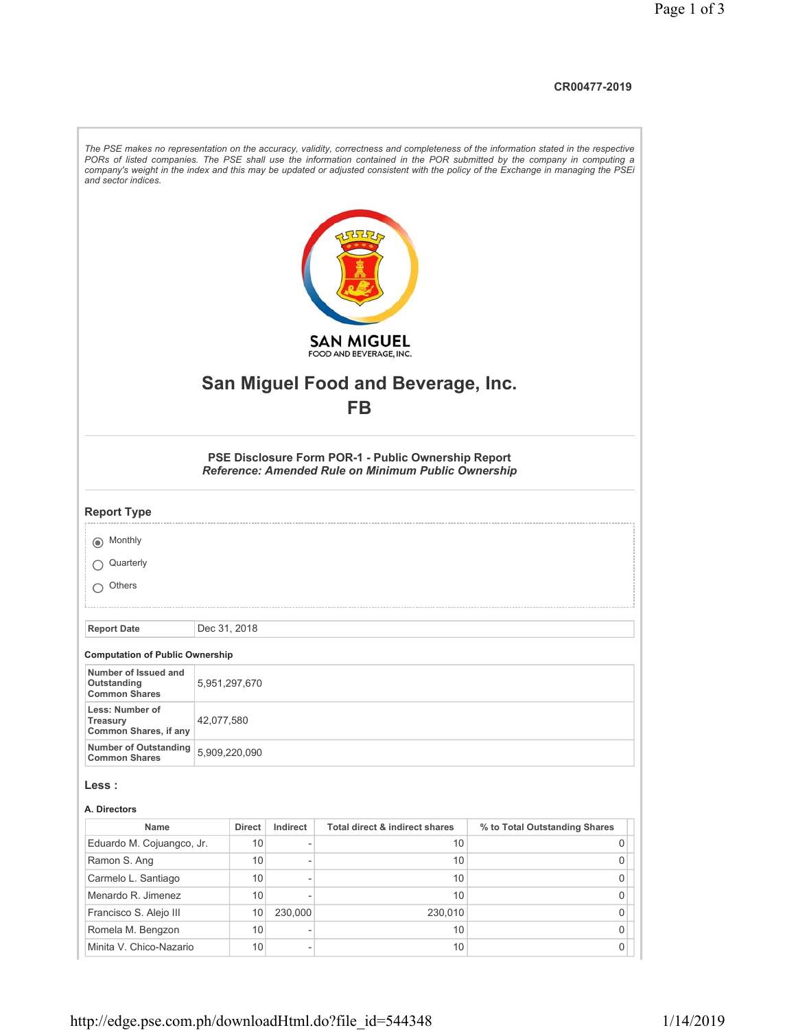CR00477-2019

*The PSE makes no representation on the accuracy, validity, correctness and completeness of the information stated in the respective PORs of listed companies. The PSE shall use the information contained in the POR submitted by the company in computing a company's weight in the index and this may be updated or adjusted consistent with the policy of the Exchange in managing the PSEi and sector indices.*

SAN MIGUEL
FOOD AND BEVERAGE, INC.

# San Miguel Food and Beverage, Inc.
# FB

### PSE Disclosure Form POR-1 - Public Ownership Report
***Reference: Amended Rule on Minimum Public Ownership***

## Report Type

- (●) Monthly
- ( ) Quarterly
- ( ) Others

| Report Date | Dec 31, 2018 |
|---|---|

**Computation of Public Ownership**

| | |
|---|---|
| Number of Issued and Outstanding Common Shares | 5,951,297,670 |
| Less: Number of Treasury Common Shares, if any | 42,077,580 |
| Number of Outstanding Common Shares | 5,909,220,090 |

## Less :

**A. Directors**

| Name | Direct | Indirect | Total direct & indirect shares | % to Total Outstanding Shares |
|---|---|---|---|---|
| Eduardo M. Cojuangco, Jr. | 10 | - | 10 | 0 |
| Ramon S. Ang | 10 | - | 10 | 0 |
| Carmelo L. Santiago | 10 | - | 10 | 0 |
| Menardo R. Jimenez | 10 | - | 10 | 0 |
| Francisco S. Alejo III | 10 | 230,000 | 230,010 | 0 |
| Romela M. Bengzon | 10 | - | 10 | 0 |
| Minita V. Chico-Nazario | 10 | - | 10 | 0 |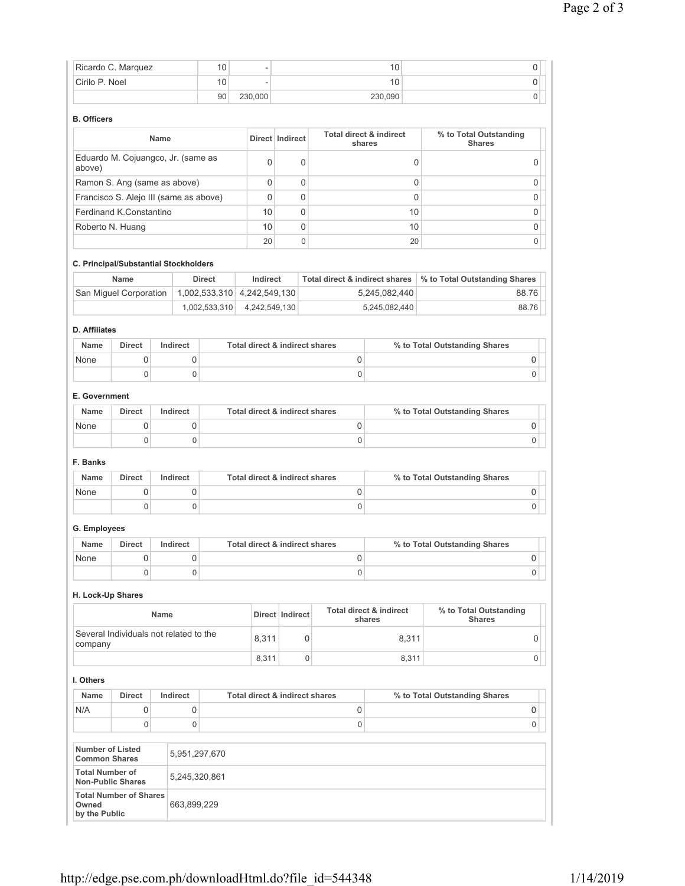| | | | | |
|---|---|---|---|---|
| Ricardo C. Marquez | 10 | - | 10 | 0 |
| Cirilo P. Noel | 10 | - | 10 | 0 |
| | 90 | 230,000 | 230,090 | 0 |

**B. Officers**

| Name | Direct | Indirect | Total direct & indirect shares | % to Total Outstanding Shares |
|---|---|---|---|---|
| Eduardo M. Cojuangco, Jr. (same as above) | 0 | 0 | 0 | 0 |
| Ramon S. Ang (same as above) | 0 | 0 | 0 | 0 |
| Francisco S. Alejo III (same as above) | 0 | 0 | 0 | 0 |
| Ferdinand K.Constantino | 10 | 0 | 10 | 0 |
| Roberto N. Huang | 10 | 0 | 10 | 0 |
| | 20 | 0 | 20 | 0 |

**C. Principal/Substantial Stockholders**

| Name | Direct | Indirect | Total direct & indirect shares | % to Total Outstanding Shares |
|---|---|---|---|---|
| San Miguel Corporation | 1,002,533,310 | 4,242,549,130 | 5,245,082,440 | 88.76 |
| | 1,002,533,310 | 4,242,549,130 | 5,245,082,440 | 88.76 |

**D. Affiliates**

| Name | Direct | Indirect | Total direct & indirect shares | % to Total Outstanding Shares |
|---|---|---|---|---|
| None | 0 | 0 | 0 | 0 |
| | 0 | 0 | 0 | 0 |

**E. Government**

| Name | Direct | Indirect | Total direct & indirect shares | % to Total Outstanding Shares |
|---|---|---|---|---|
| None | 0 | 0 | 0 | 0 |
| | 0 | 0 | 0 | 0 |

**F. Banks**

| Name | Direct | Indirect | Total direct & indirect shares | % to Total Outstanding Shares |
|---|---|---|---|---|
| None | 0 | 0 | 0 | 0 |
| | 0 | 0 | 0 | 0 |

**G. Employees**

| Name | Direct | Indirect | Total direct & indirect shares | % to Total Outstanding Shares |
|---|---|---|---|---|
| None | 0 | 0 | 0 | 0 |
| | 0 | 0 | 0 | 0 |

**H. Lock-Up Shares**

| Name | Direct | Indirect | Total direct & indirect shares | % to Total Outstanding Shares |
|---|---|---|---|---|
| Several Individuals not related to the company | 8,311 | 0 | 8,311 | 0 |
| | 8,311 | 0 | 8,311 | 0 |

**I. Others**

| Name | Direct | Indirect | Total direct & indirect shares | % to Total Outstanding Shares |
|---|---|---|---|---|
| N/A | 0 | 0 | 0 | 0 |
| | 0 | 0 | 0 | 0 |

| | |
|---|---|
| **Number of Listed Common Shares** | 5,951,297,670 |
| **Total Number of Non-Public Shares** | 5,245,320,861 |
| **Total Number of Shares Owned by the Public** | 663,899,229 |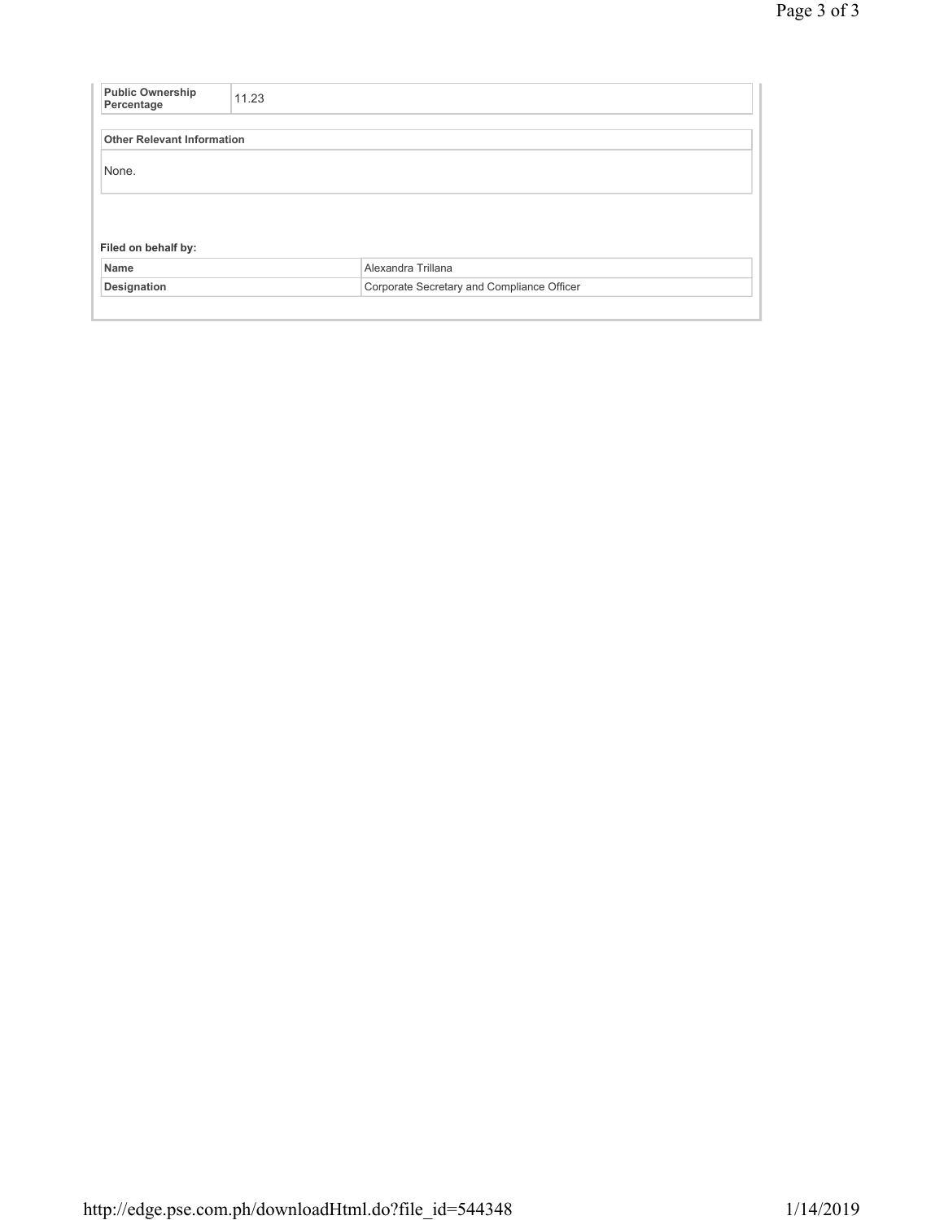| | |
|---|---|
| **Public Ownership Percentage** | 11.23 |

| **Other Relevant Information** |
|---|
| None. |

**Filed on behalf by:**

| | |
|---|---|
| **Name** | Alexandra Trillana |
| **Designation** | Corporate Secretary and Compliance Officer |